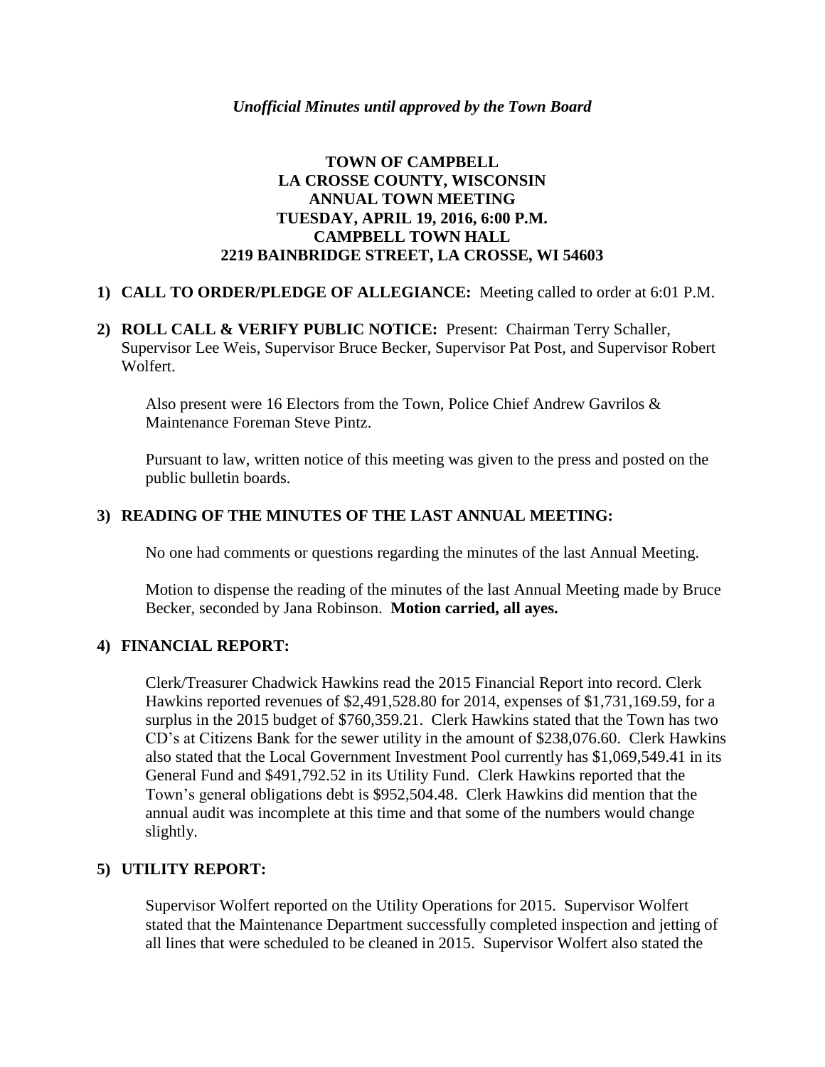*Unofficial Minutes until approved by the Town Board*

# TOWN OF CAMPBELL
# LA CROSSE COUNTY, WISCONSIN
# ANNUAL TOWN MEETING
# TUESDAY, APRIL 19, 2016, 6:00 P.M.
# CAMPBELL TOWN HALL
# 2219 BAINBRIDGE STREET, LA CROSSE, WI 54603

1) **CALL TO ORDER/PLEDGE OF ALLEGIANCE:** Meeting called to order at 6:01 P.M.

2) **ROLL CALL & VERIFY PUBLIC NOTICE:** Present: Chairman Terry Schaller, Supervisor Lee Weis, Supervisor Bruce Becker, Supervisor Pat Post, and Supervisor Robert Wolfert.

   Also present were 16 Electors from the Town, Police Chief Andrew Gavrilos & Maintenance Foreman Steve Pintz.

   Pursuant to law, written notice of this meeting was given to the press and posted on the public bulletin boards.

3) **READING OF THE MINUTES OF THE LAST ANNUAL MEETING:**

   No one had comments or questions regarding the minutes of the last Annual Meeting.

   Motion to dispense the reading of the minutes of the last Annual Meeting made by Bruce Becker, seconded by Jana Robinson. **Motion carried, all ayes.**

4) **FINANCIAL REPORT:**

   Clerk/Treasurer Chadwick Hawkins read the 2015 Financial Report into record. Clerk Hawkins reported revenues of $2,491,528.80 for 2014, expenses of $1,731,169.59, for a surplus in the 2015 budget of $760,359.21. Clerk Hawkins stated that the Town has two CD's at Citizens Bank for the sewer utility in the amount of $238,076.60. Clerk Hawkins also stated that the Local Government Investment Pool currently has $1,069,549.41 in its General Fund and $491,792.52 in its Utility Fund. Clerk Hawkins reported that the Town's general obligations debt is $952,504.48. Clerk Hawkins did mention that the annual audit was incomplete at this time and that some of the numbers would change slightly.

5) **UTILITY REPORT:**

   Supervisor Wolfert reported on the Utility Operations for 2015. Supervisor Wolfert stated that the Maintenance Department successfully completed inspection and jetting of all lines that were scheduled to be cleaned in 2015. Supervisor Wolfert also stated the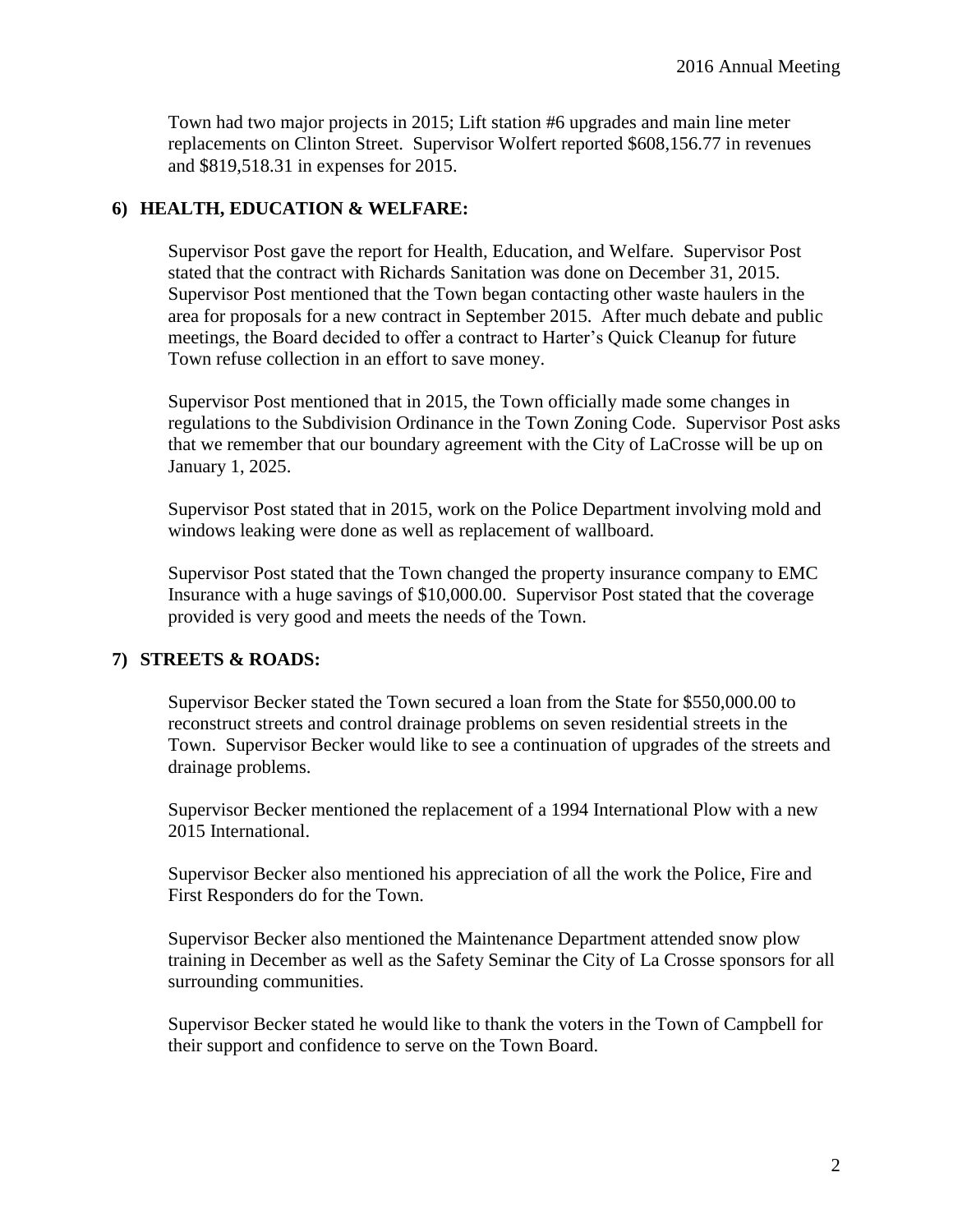Town had two major projects in 2015; Lift station #6 upgrades and main line meter replacements on Clinton Street. Supervisor Wolfert reported $608,156.77 in revenues and $819,518.31 in expenses for 2015.

## 6) HEALTH, EDUCATION & WELFARE:

Supervisor Post gave the report for Health, Education, and Welfare. Supervisor Post stated that the contract with Richards Sanitation was done on December 31, 2015. Supervisor Post mentioned that the Town began contacting other waste haulers in the area for proposals for a new contract in September 2015. After much debate and public meetings, the Board decided to offer a contract to Harter's Quick Cleanup for future Town refuse collection in an effort to save money.

Supervisor Post mentioned that in 2015, the Town officially made some changes in regulations to the Subdivision Ordinance in the Town Zoning Code. Supervisor Post asks that we remember that our boundary agreement with the City of LaCrosse will be up on January 1, 2025.

Supervisor Post stated that in 2015, work on the Police Department involving mold and windows leaking were done as well as replacement of wallboard.

Supervisor Post stated that the Town changed the property insurance company to EMC Insurance with a huge savings of $10,000.00. Supervisor Post stated that the coverage provided is very good and meets the needs of the Town.

## 7) STREETS & ROADS:

Supervisor Becker stated the Town secured a loan from the State for $550,000.00 to reconstruct streets and control drainage problems on seven residential streets in the Town. Supervisor Becker would like to see a continuation of upgrades of the streets and drainage problems.

Supervisor Becker mentioned the replacement of a 1994 International Plow with a new 2015 International.

Supervisor Becker also mentioned his appreciation of all the work the Police, Fire and First Responders do for the Town.

Supervisor Becker also mentioned the Maintenance Department attended snow plow training in December as well as the Safety Seminar the City of La Crosse sponsors for all surrounding communities.

Supervisor Becker stated he would like to thank the voters in the Town of Campbell for their support and confidence to serve on the Town Board.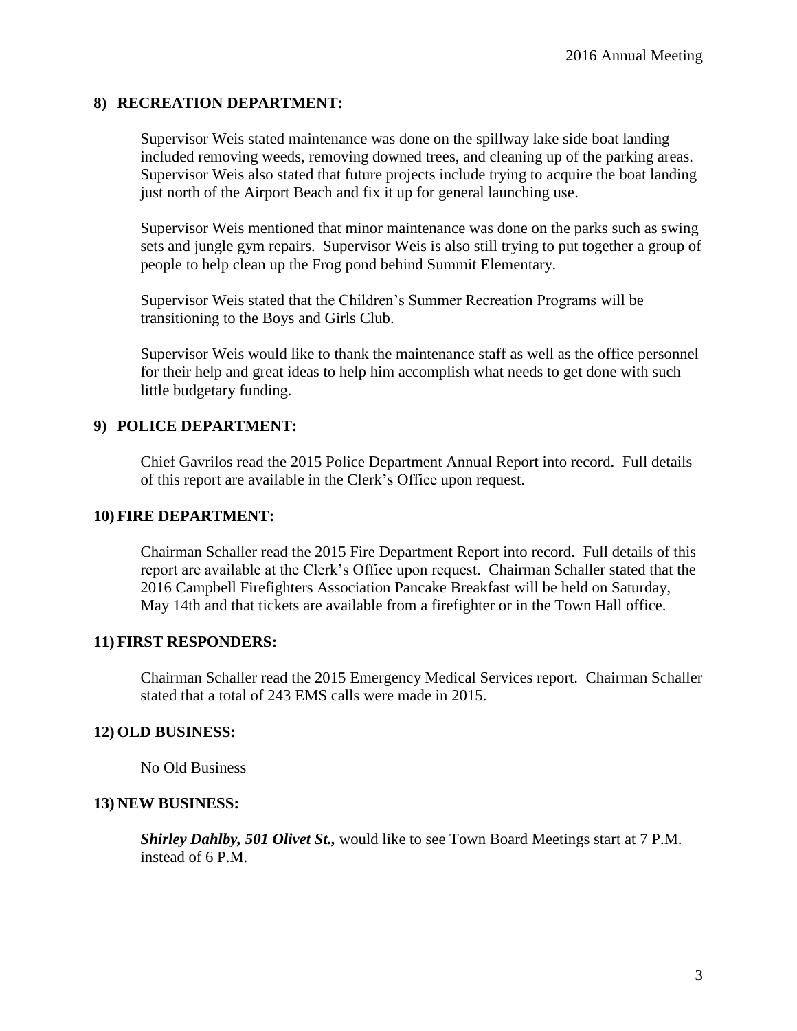## 8) RECREATION DEPARTMENT:

Supervisor Weis stated maintenance was done on the spillway lake side boat landing included removing weeds, removing downed trees, and cleaning up of the parking areas. Supervisor Weis also stated that future projects include trying to acquire the boat landing just north of the Airport Beach and fix it up for general launching use.

Supervisor Weis mentioned that minor maintenance was done on the parks such as swing sets and jungle gym repairs. Supervisor Weis is also still trying to put together a group of people to help clean up the Frog pond behind Summit Elementary.

Supervisor Weis stated that the Children's Summer Recreation Programs will be transitioning to the Boys and Girls Club.

Supervisor Weis would like to thank the maintenance staff as well as the office personnel for their help and great ideas to help him accomplish what needs to get done with such little budgetary funding.

## 9) POLICE DEPARTMENT:

Chief Gavrilos read the 2015 Police Department Annual Report into record. Full details of this report are available in the Clerk's Office upon request.

## 10) FIRE DEPARTMENT:

Chairman Schaller read the 2015 Fire Department Report into record. Full details of this report are available at the Clerk's Office upon request. Chairman Schaller stated that the 2016 Campbell Firefighters Association Pancake Breakfast will be held on Saturday, May 14th and that tickets are available from a firefighter or in the Town Hall office.

## 11) FIRST RESPONDERS:

Chairman Schaller read the 2015 Emergency Medical Services report. Chairman Schaller stated that a total of 243 EMS calls were made in 2015.

## 12) OLD BUSINESS:

No Old Business

## 13) NEW BUSINESS:

***Shirley Dahlby, 501 Olivet St.,*** would like to see Town Board Meetings start at 7 P.M. instead of 6 P.M.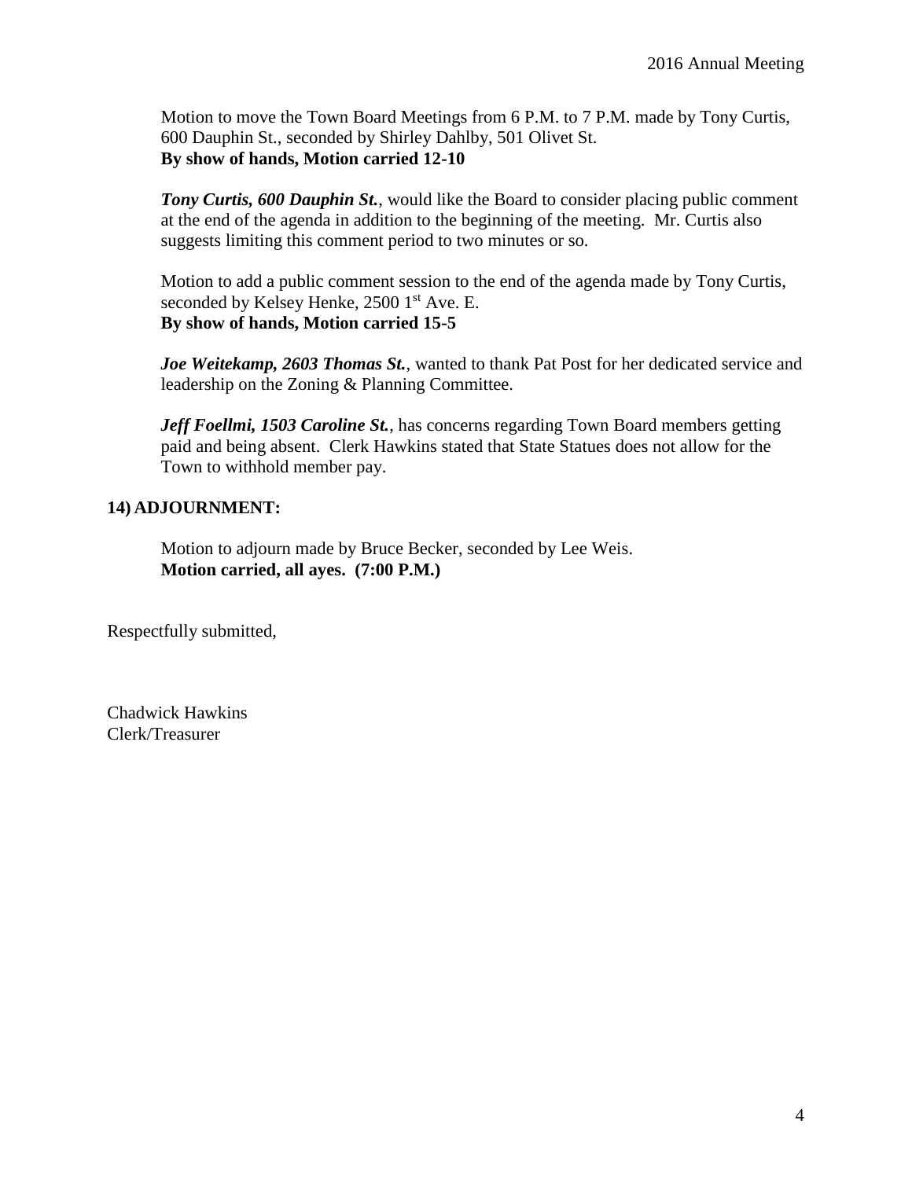Motion to move the Town Board Meetings from 6 P.M. to 7 P.M. made by Tony Curtis, 600 Dauphin St., seconded by Shirley Dahlby, 501 Olivet St.
**By show of hands, Motion carried 12-10**

***Tony Curtis, 600 Dauphin St.***, would like the Board to consider placing public comment at the end of the agenda in addition to the beginning of the meeting. Mr. Curtis also suggests limiting this comment period to two minutes or so.

Motion to add a public comment session to the end of the agenda made by Tony Curtis, seconded by Kelsey Henke, 2500 1st Ave. E.
**By show of hands, Motion carried 15-5**

***Joe Weitekamp, 2603 Thomas St.***, wanted to thank Pat Post for her dedicated service and leadership on the Zoning & Planning Committee.

***Jeff Foellmi, 1503 Caroline St.***, has concerns regarding Town Board members getting paid and being absent. Clerk Hawkins stated that State Statues does not allow for the Town to withhold member pay.

## 14) ADJOURNMENT:

Motion to adjourn made by Bruce Becker, seconded by Lee Weis.
**Motion carried, all ayes. (7:00 P.M.)**

Respectfully submitted,

Chadwick Hawkins
Clerk/Treasurer